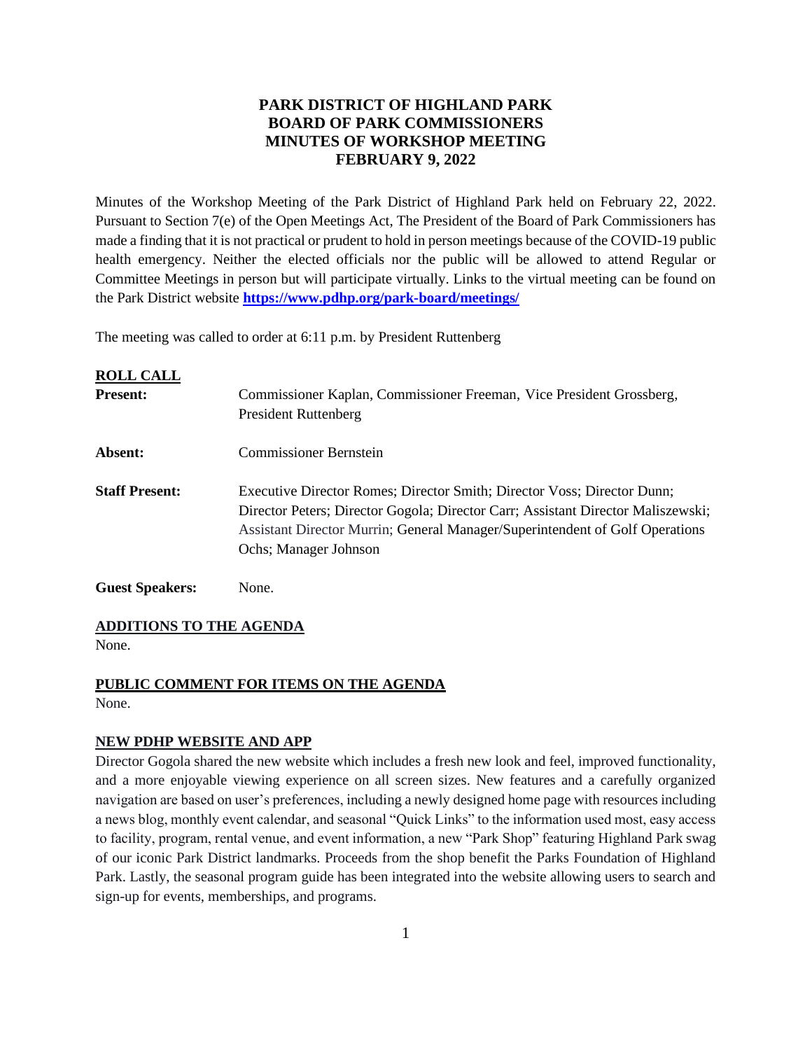# PARK DISTRICT OF HIGHLAND PARK
# BOARD OF PARK COMMISSIONERS
# MINUTES OF WORKSHOP MEETING
# FEBRUARY 9, 2022

Minutes of the Workshop Meeting of the Park District of Highland Park held on February 22, 2022. Pursuant to Section 7(e) of the Open Meetings Act, The President of the Board of Park Commissioners has made a finding that it is not practical or prudent to hold in person meetings because of the COVID-19 public health emergency. Neither the elected officials nor the public will be allowed to attend Regular or Committee Meetings in person but will participate virtually. Links to the virtual meeting can be found on the Park District website **https://www.pdhp.org/park-board/meetings/**

The meeting was called to order at 6:11 p.m. by President Ruttenberg

## ROLL CALL

**Present:** Commissioner Kaplan, Commissioner Freeman, Vice President Grossberg, President Ruttenberg

**Absent:** Commissioner Bernstein

**Staff Present:** Executive Director Romes; Director Smith; Director Voss; Director Dunn; Director Peters; Director Gogola; Director Carr; Assistant Director Maliszewski; Assistant Director Murrin; General Manager/Superintendent of Golf Operations Ochs; Manager Johnson

**Guest Speakers:** None.

## ADDITIONS TO THE AGENDA

None.

## PUBLIC COMMENT FOR ITEMS ON THE AGENDA

None.

## NEW PDHP WEBSITE AND APP

Director Gogola shared the new website which includes a fresh new look and feel, improved functionality, and a more enjoyable viewing experience on all screen sizes. New features and a carefully organized navigation are based on user's preferences, including a newly designed home page with resources including a news blog, monthly event calendar, and seasonal "Quick Links" to the information used most, easy access to facility, program, rental venue, and event information, a new "Park Shop" featuring Highland Park swag of our iconic Park District landmarks. Proceeds from the shop benefit the Parks Foundation of Highland Park. Lastly, the seasonal program guide has been integrated into the website allowing users to search and sign-up for events, memberships, and programs.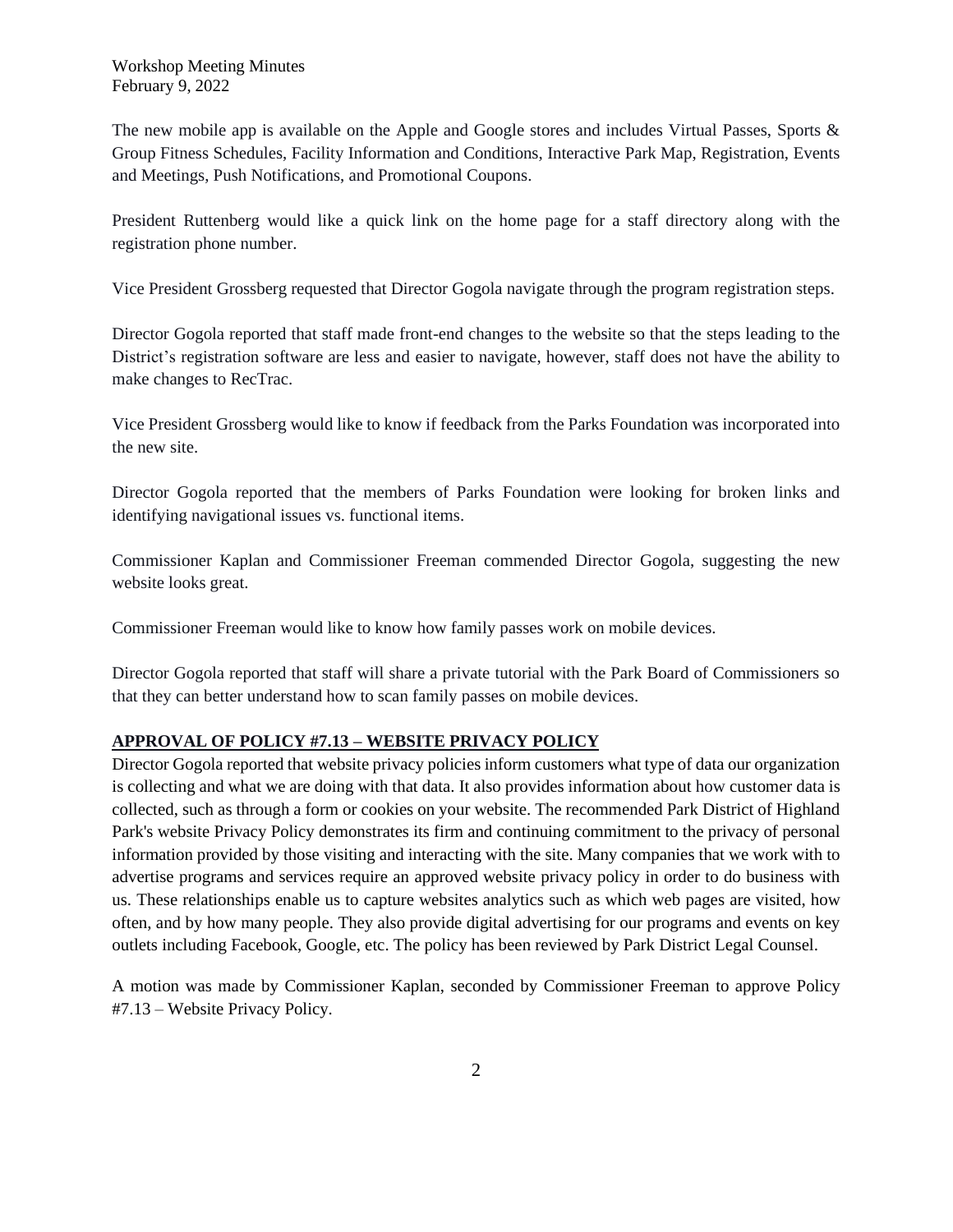The new mobile app is available on the Apple and Google stores and includes Virtual Passes, Sports & Group Fitness Schedules, Facility Information and Conditions, Interactive Park Map, Registration, Events and Meetings, Push Notifications, and Promotional Coupons.

President Ruttenberg would like a quick link on the home page for a staff directory along with the registration phone number.

Vice President Grossberg requested that Director Gogola navigate through the program registration steps.

Director Gogola reported that staff made front-end changes to the website so that the steps leading to the District's registration software are less and easier to navigate, however, staff does not have the ability to make changes to RecTrac.

Vice President Grossberg would like to know if feedback from the Parks Foundation was incorporated into the new site.

Director Gogola reported that the members of Parks Foundation were looking for broken links and identifying navigational issues vs. functional items.

Commissioner Kaplan and Commissioner Freeman commended Director Gogola, suggesting the new website looks great.

Commissioner Freeman would like to know how family passes work on mobile devices.

Director Gogola reported that staff will share a private tutorial with the Park Board of Commissioners so that they can better understand how to scan family passes on mobile devices.

**APPROVAL OF POLICY #7.13 – WEBSITE PRIVACY POLICY**

Director Gogola reported that website privacy policies inform customers what type of data our organization is collecting and what we are doing with that data. It also provides information about how customer data is collected, such as through a form or cookies on your website. The recommended Park District of Highland Park's website Privacy Policy demonstrates its firm and continuing commitment to the privacy of personal information provided by those visiting and interacting with the site. Many companies that we work with to advertise programs and services require an approved website privacy policy in order to do business with us. These relationships enable us to capture websites analytics such as which web pages are visited, how often, and by how many people. They also provide digital advertising for our programs and events on key outlets including Facebook, Google, etc. The policy has been reviewed by Park District Legal Counsel.

A motion was made by Commissioner Kaplan, seconded by Commissioner Freeman to approve Policy #7.13 – Website Privacy Policy.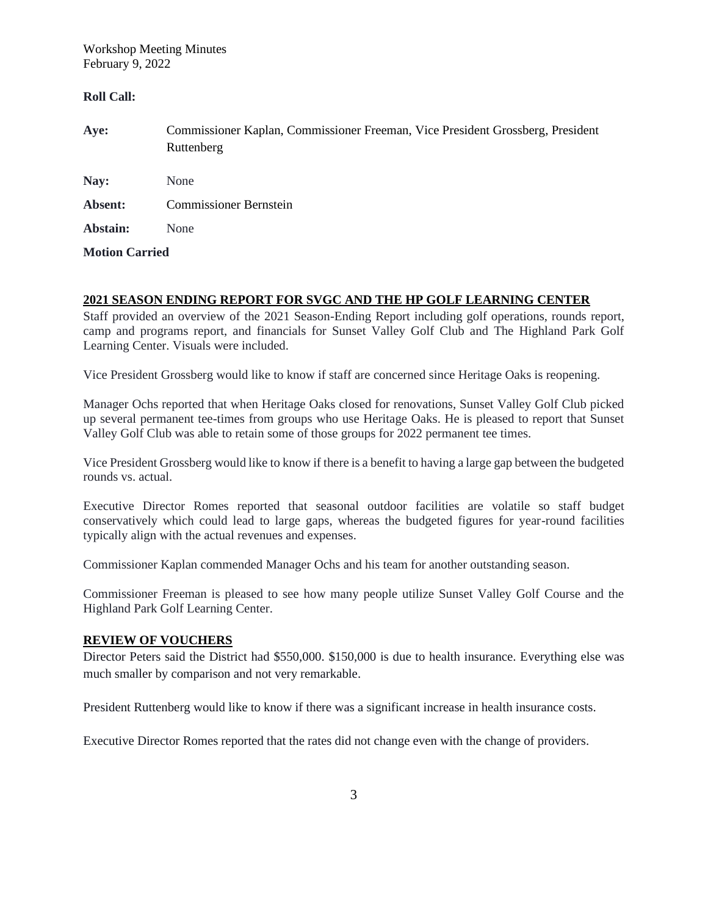Workshop Meeting Minutes
February 9, 2022

**Roll Call:**

**Aye:** Commissioner Kaplan, Commissioner Freeman, Vice President Grossberg, President Ruttenberg

**Nay:** None

**Absent:** Commissioner Bernstein

**Abstain:** None

**Motion Carried**

## 2021 SEASON ENDING REPORT FOR SVGC AND THE HP GOLF LEARNING CENTER

Staff provided an overview of the 2021 Season-Ending Report including golf operations, rounds report, camp and programs report, and financials for Sunset Valley Golf Club and The Highland Park Golf Learning Center. Visuals were included.

Vice President Grossberg would like to know if staff are concerned since Heritage Oaks is reopening.

Manager Ochs reported that when Heritage Oaks closed for renovations, Sunset Valley Golf Club picked up several permanent tee-times from groups who use Heritage Oaks. He is pleased to report that Sunset Valley Golf Club was able to retain some of those groups for 2022 permanent tee times.

Vice President Grossberg would like to know if there is a benefit to having a large gap between the budgeted rounds vs. actual.

Executive Director Romes reported that seasonal outdoor facilities are volatile so staff budget conservatively which could lead to large gaps, whereas the budgeted figures for year-round facilities typically align with the actual revenues and expenses.

Commissioner Kaplan commended Manager Ochs and his team for another outstanding season.

Commissioner Freeman is pleased to see how many people utilize Sunset Valley Golf Course and the Highland Park Golf Learning Center.

## REVIEW OF VOUCHERS

Director Peters said the District had $550,000. $150,000 is due to health insurance. Everything else was much smaller by comparison and not very remarkable.

President Ruttenberg would like to know if there was a significant increase in health insurance costs.

Executive Director Romes reported that the rates did not change even with the change of providers.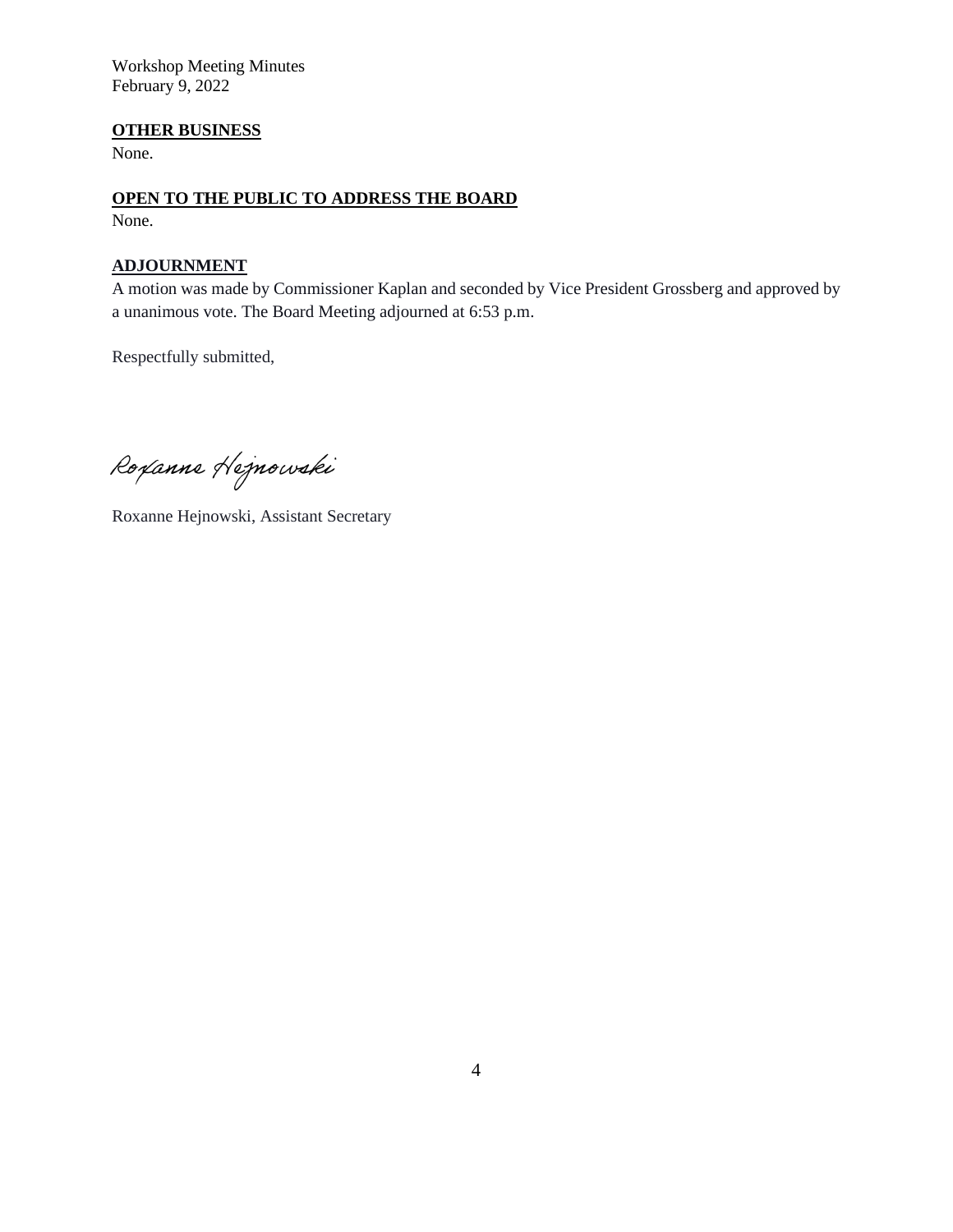**OTHER BUSINESS**
None.

**OPEN TO THE PUBLIC TO ADDRESS THE BOARD**
None.

**ADJOURNMENT**
A motion was made by Commissioner Kaplan and seconded by Vice President Grossberg and approved by a unanimous vote. The Board Meeting adjourned at 6:53 p.m.

Respectfully submitted,

Roxanne Hejnowski

Roxanne Hejnowski, Assistant Secretary